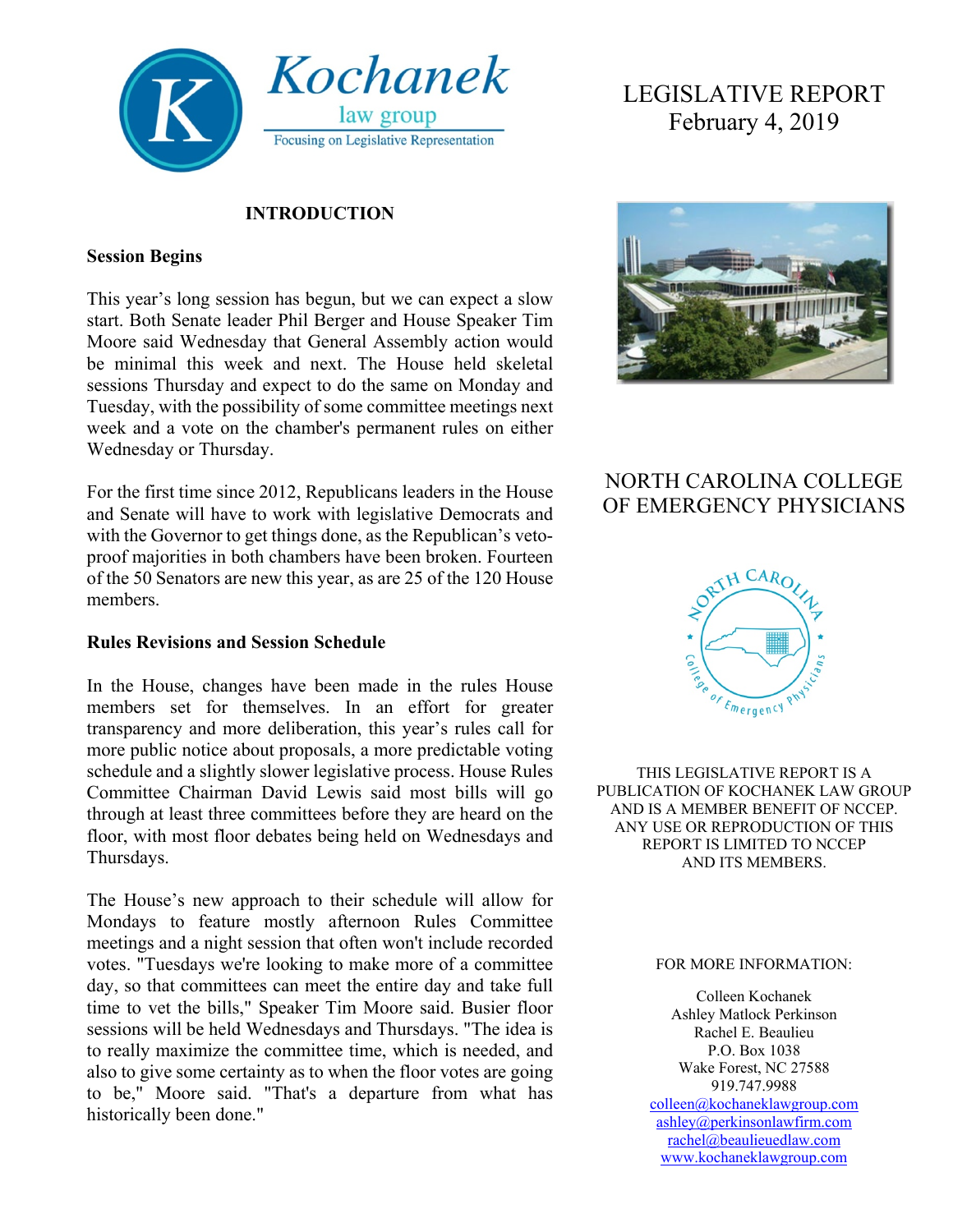# Kochanek law group

Focusing on Legislative Representation

# LEGISLATIVE REPORT
February 4, 2019

## INTRODUCTION

### Session Begins

This year's long session has begun, but we can expect a slow start. Both Senate leader Phil Berger and House Speaker Tim Moore said Wednesday that General Assembly action would be minimal this week and next. The House held skeletal sessions Thursday and expect to do the same on Monday and Tuesday, with the possibility of some committee meetings next week and a vote on the chamber's permanent rules on either Wednesday or Thursday.

For the first time since 2012, Republicans leaders in the House and Senate will have to work with legislative Democrats and with the Governor to get things done, as the Republican's veto-proof majorities in both chambers have been broken. Fourteen of the 50 Senators are new this year, as are 25 of the 120 House members.

### Rules Revisions and Session Schedule

In the House, changes have been made in the rules House members set for themselves. In an effort for greater transparency and more deliberation, this year's rules call for more public notice about proposals, a more predictable voting schedule and a slightly slower legislative process. House Rules Committee Chairman David Lewis said most bills will go through at least three committees before they are heard on the floor, with most floor debates being held on Wednesdays and Thursdays.

The House's new approach to their schedule will allow for Mondays to feature mostly afternoon Rules Committee meetings and a night session that often won't include recorded votes. "Tuesdays we're looking to make more of a committee day, so that committees can meet the entire day and take full time to vet the bills," Speaker Tim Moore said. Busier floor sessions will be held Wednesdays and Thursdays. "The idea is to really maximize the committee time, which is needed, and also to give some certainty as to when the floor votes are going to be," Moore said. "That's a departure from what has historically been done."

NORTH CAROLINA COLLEGE OF EMERGENCY PHYSICIANS

THIS LEGISLATIVE REPORT IS A PUBLICATION OF KOCHANEK LAW GROUP AND IS A MEMBER BENEFIT OF NCCEP. ANY USE OR REPRODUCTION OF THIS REPORT IS LIMITED TO NCCEP AND ITS MEMBERS.

FOR MORE INFORMATION:

Colleen Kochanek
Ashley Matlock Perkinson
Rachel E. Beaulieu
P.O. Box 1038
Wake Forest, NC 27588
919.747.9988
colleen@kochaneklawgroup.com
ashley@perkinsonlawfirm.com
rachel@beaulieuedlaw.com
www.kochaneklawgroup.com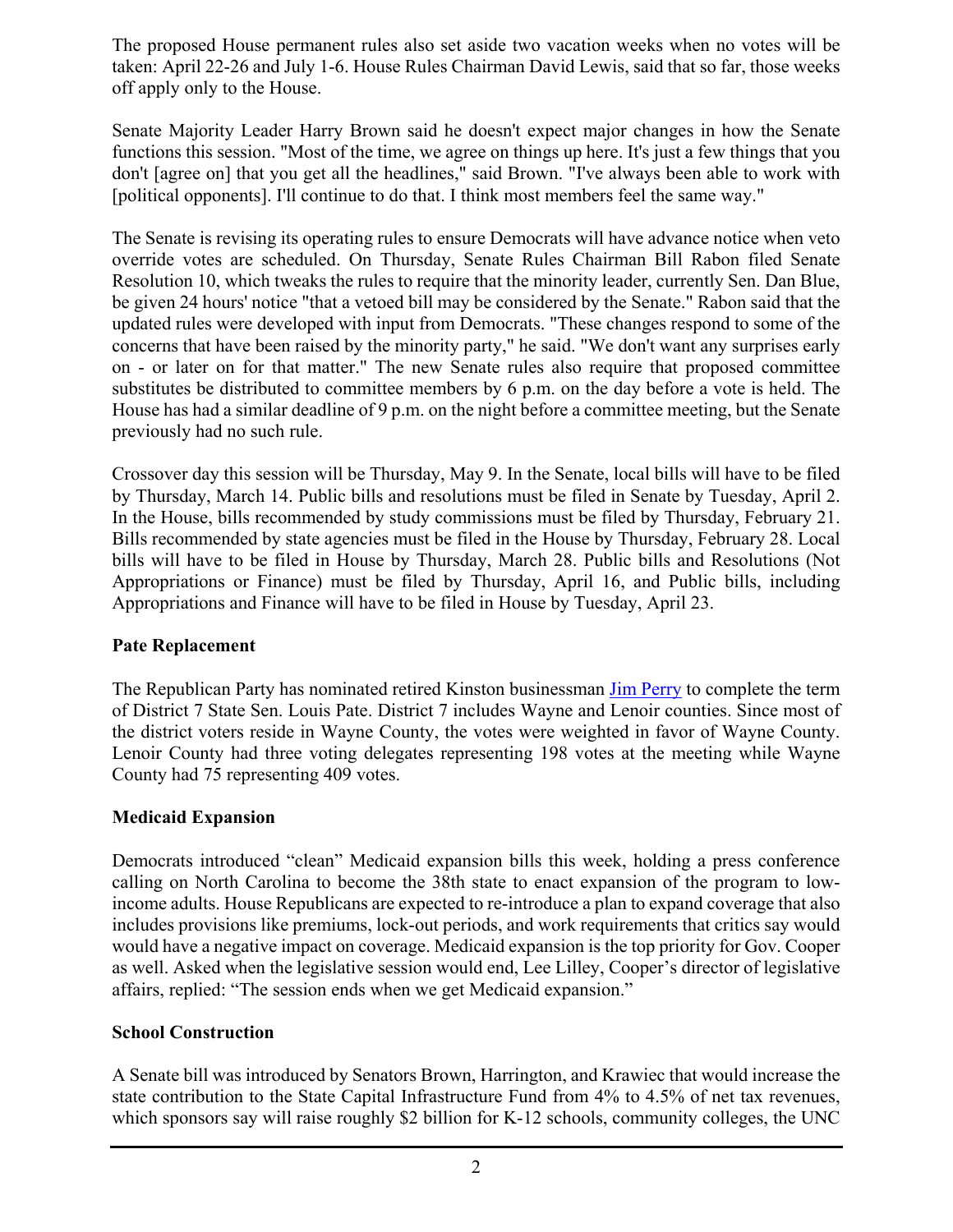The proposed House permanent rules also set aside two vacation weeks when no votes will be taken: April 22-26 and July 1-6. House Rules Chairman David Lewis, said that so far, those weeks off apply only to the House.

Senate Majority Leader Harry Brown said he doesn't expect major changes in how the Senate functions this session. "Most of the time, we agree on things up here. It's just a few things that you don't [agree on] that you get all the headlines," said Brown. "I've always been able to work with [political opponents]. I'll continue to do that. I think most members feel the same way."

The Senate is revising its operating rules to ensure Democrats will have advance notice when veto override votes are scheduled. On Thursday, Senate Rules Chairman Bill Rabon filed Senate Resolution 10, which tweaks the rules to require that the minority leader, currently Sen. Dan Blue, be given 24 hours' notice "that a vetoed bill may be considered by the Senate." Rabon said that the updated rules were developed with input from Democrats. "These changes respond to some of the concerns that have been raised by the minority party," he said. "We don't want any surprises early on - or later on for that matter." The new Senate rules also require that proposed committee substitutes be distributed to committee members by 6 p.m. on the day before a vote is held. The House has had a similar deadline of 9 p.m. on the night before a committee meeting, but the Senate previously had no such rule.

Crossover day this session will be Thursday, May 9. In the Senate, local bills will have to be filed by Thursday, March 14. Public bills and resolutions must be filed in Senate by Tuesday, April 2. In the House, bills recommended by study commissions must be filed by Thursday, February 21. Bills recommended by state agencies must be filed in the House by Thursday, February 28. Local bills will have to be filed in House by Thursday, March 28. Public bills and Resolutions (Not Appropriations or Finance) must be filed by Thursday, April 16, and Public bills, including Appropriations and Finance will have to be filed in House by Tuesday, April 23.

**Pate Replacement**

The Republican Party has nominated retired Kinston businessman Jim Perry to complete the term of District 7 State Sen. Louis Pate. District 7 includes Wayne and Lenoir counties. Since most of the district voters reside in Wayne County, the votes were weighted in favor of Wayne County. Lenoir County had three voting delegates representing 198 votes at the meeting while Wayne County had 75 representing 409 votes.

**Medicaid Expansion**

Democrats introduced "clean" Medicaid expansion bills this week, holding a press conference calling on North Carolina to become the 38th state to enact expansion of the program to low-income adults. House Republicans are expected to re-introduce a plan to expand coverage that also includes provisions like premiums, lock-out periods, and work requirements that critics say would would have a negative impact on coverage. Medicaid expansion is the top priority for Gov. Cooper as well. Asked when the legislative session would end, Lee Lilley, Cooper's director of legislative affairs, replied: "The session ends when we get Medicaid expansion."

**School Construction**

A Senate bill was introduced by Senators Brown, Harrington, and Krawiec that would increase the state contribution to the State Capital Infrastructure Fund from 4% to 4.5% of net tax revenues, which sponsors say will raise roughly $2 billion for K-12 schools, community colleges, the UNC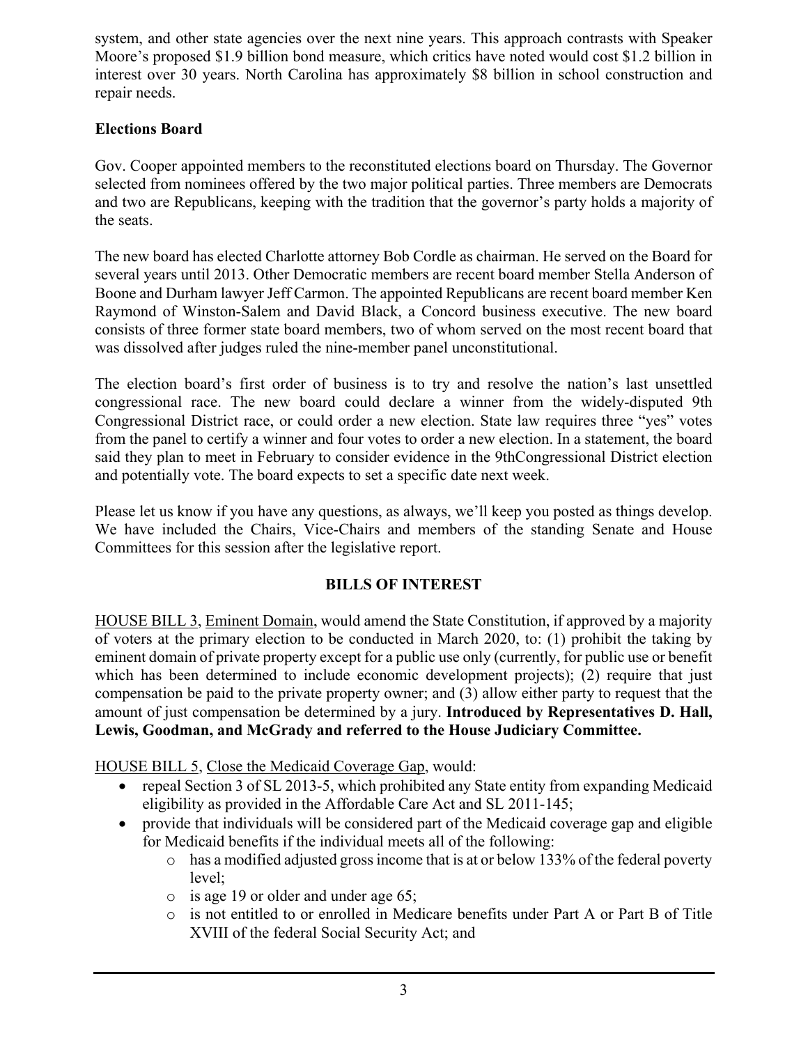system, and other state agencies over the next nine years. This approach contrasts with Speaker Moore's proposed $1.9 billion bond measure, which critics have noted would cost $1.2 billion in interest over 30 years. North Carolina has approximately $8 billion in school construction and repair needs.

**Elections Board**

Gov. Cooper appointed members to the reconstituted elections board on Thursday. The Governor selected from nominees offered by the two major political parties. Three members are Democrats and two are Republicans, keeping with the tradition that the governor's party holds a majority of the seats.

The new board has elected Charlotte attorney Bob Cordle as chairman. He served on the Board for several years until 2013. Other Democratic members are recent board member Stella Anderson of Boone and Durham lawyer Jeff Carmon. The appointed Republicans are recent board member Ken Raymond of Winston-Salem and David Black, a Concord business executive. The new board consists of three former state board members, two of whom served on the most recent board that was dissolved after judges ruled the nine-member panel unconstitutional.

The election board's first order of business is to try and resolve the nation's last unsettled congressional race. The new board could declare a winner from the widely-disputed 9th Congressional District race, or could order a new election. State law requires three "yes" votes from the panel to certify a winner and four votes to order a new election. In a statement, the board said they plan to meet in February to consider evidence in the 9thCongressional District election and potentially vote. The board expects to set a specific date next week.

Please let us know if you have any questions, as always, we'll keep you posted as things develop. We have included the Chairs, Vice-Chairs and members of the standing Senate and House Committees for this session after the legislative report.

**BILLS OF INTEREST**

HOUSE BILL 3, Eminent Domain, would amend the State Constitution, if approved by a majority of voters at the primary election to be conducted in March 2020, to: (1) prohibit the taking by eminent domain of private property except for a public use only (currently, for public use or benefit which has been determined to include economic development projects); (2) require that just compensation be paid to the private property owner; and (3) allow either party to request that the amount of just compensation be determined by a jury. **Introduced by Representatives D. Hall, Lewis, Goodman, and McGrady and referred to the House Judiciary Committee.**

HOUSE BILL 5, Close the Medicaid Coverage Gap, would:

- repeal Section 3 of SL 2013-5, which prohibited any State entity from expanding Medicaid eligibility as provided in the Affordable Care Act and SL 2011-145;
- provide that individuals will be considered part of the Medicaid coverage gap and eligible for Medicaid benefits if the individual meets all of the following:
  - has a modified adjusted gross income that is at or below 133% of the federal poverty level;
  - is age 19 or older and under age 65;
  - is not entitled to or enrolled in Medicare benefits under Part A or Part B of Title XVIII of the federal Social Security Act; and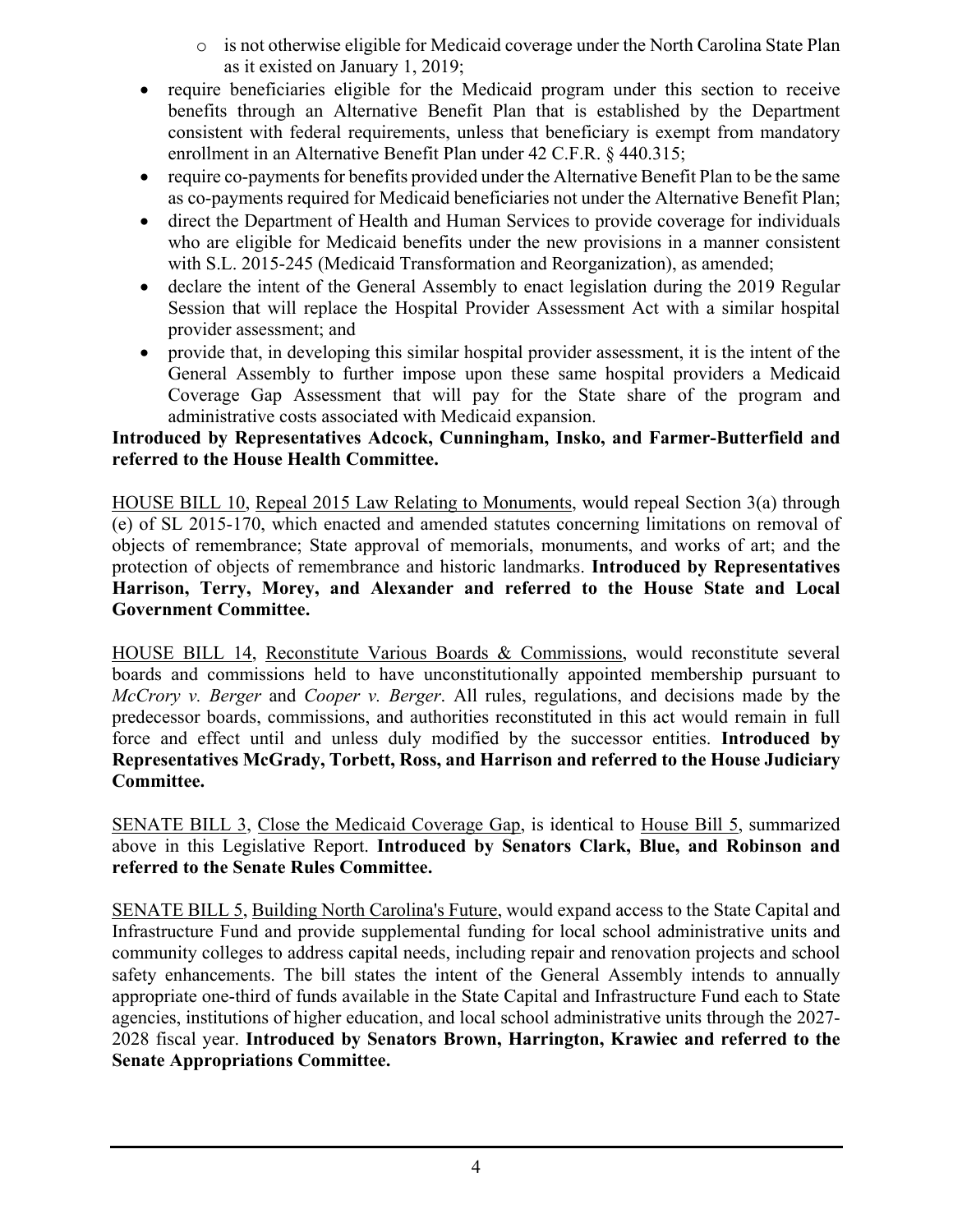- is not otherwise eligible for Medicaid coverage under the North Carolina State Plan as it existed on January 1, 2019;
- require beneficiaries eligible for the Medicaid program under this section to receive benefits through an Alternative Benefit Plan that is established by the Department consistent with federal requirements, unless that beneficiary is exempt from mandatory enrollment in an Alternative Benefit Plan under 42 C.F.R. § 440.315;
- require co-payments for benefits provided under the Alternative Benefit Plan to be the same as co-payments required for Medicaid beneficiaries not under the Alternative Benefit Plan;
- direct the Department of Health and Human Services to provide coverage for individuals who are eligible for Medicaid benefits under the new provisions in a manner consistent with S.L. 2015-245 (Medicaid Transformation and Reorganization), as amended;
- declare the intent of the General Assembly to enact legislation during the 2019 Regular Session that will replace the Hospital Provider Assessment Act with a similar hospital provider assessment; and
- provide that, in developing this similar hospital provider assessment, it is the intent of the General Assembly to further impose upon these same hospital providers a Medicaid Coverage Gap Assessment that will pay for the State share of the program and administrative costs associated with Medicaid expansion.

**Introduced by Representatives Adcock, Cunningham, Insko, and Farmer-Butterfield and referred to the House Health Committee.**

HOUSE BILL 10, Repeal 2015 Law Relating to Monuments, would repeal Section 3(a) through (e) of SL 2015-170, which enacted and amended statutes concerning limitations on removal of objects of remembrance; State approval of memorials, monuments, and works of art; and the protection of objects of remembrance and historic landmarks. **Introduced by Representatives Harrison, Terry, Morey, and Alexander and referred to the House State and Local Government Committee.**

HOUSE BILL 14, Reconstitute Various Boards & Commissions, would reconstitute several boards and commissions held to have unconstitutionally appointed membership pursuant to *McCrory v. Berger* and *Cooper v. Berger*. All rules, regulations, and decisions made by the predecessor boards, commissions, and authorities reconstituted in this act would remain in full force and effect until and unless duly modified by the successor entities. **Introduced by Representatives McGrady, Torbett, Ross, and Harrison and referred to the House Judiciary Committee.**

SENATE BILL 3, Close the Medicaid Coverage Gap, is identical to House Bill 5, summarized above in this Legislative Report. **Introduced by Senators Clark, Blue, and Robinson and referred to the Senate Rules Committee.**

SENATE BILL 5, Building North Carolina's Future, would expand access to the State Capital and Infrastructure Fund and provide supplemental funding for local school administrative units and community colleges to address capital needs, including repair and renovation projects and school safety enhancements. The bill states the intent of the General Assembly intends to annually appropriate one-third of funds available in the State Capital and Infrastructure Fund each to State agencies, institutions of higher education, and local school administrative units through the 2027-2028 fiscal year. **Introduced by Senators Brown, Harrington, Krawiec and referred to the Senate Appropriations Committee.**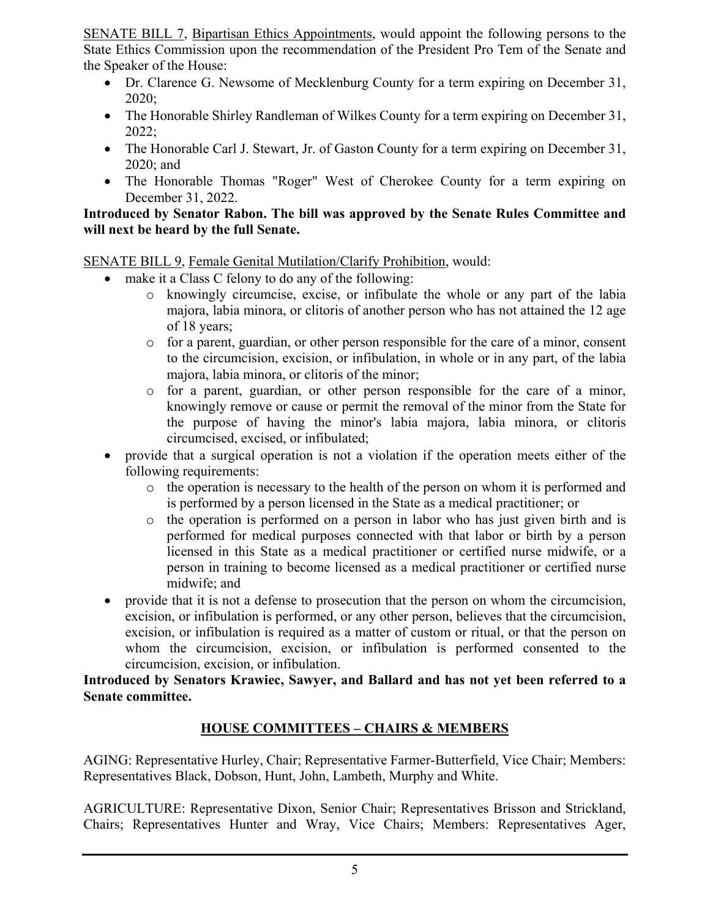SENATE BILL 7, Bipartisan Ethics Appointments, would appoint the following persons to the State Ethics Commission upon the recommendation of the President Pro Tem of the Senate and the Speaker of the House:

- Dr. Clarence G. Newsome of Mecklenburg County for a term expiring on December 31, 2020;
- The Honorable Shirley Randleman of Wilkes County for a term expiring on December 31, 2022;
- The Honorable Carl J. Stewart, Jr. of Gaston County for a term expiring on December 31, 2020; and
- The Honorable Thomas "Roger" West of Cherokee County for a term expiring on December 31, 2022.

**Introduced by Senator Rabon. The bill was approved by the Senate Rules Committee and will next be heard by the full Senate.**

SENATE BILL 9, Female Genital Mutilation/Clarify Prohibition, would:

- make it a Class C felony to do any of the following:
  - knowingly circumcise, excise, or infibulate the whole or any part of the labia majora, labia minora, or clitoris of another person who has not attained the 12 age of 18 years;
  - for a parent, guardian, or other person responsible for the care of a minor, consent to the circumcision, excision, or infibulation, in whole or in any part, of the labia majora, labia minora, or clitoris of the minor;
  - for a parent, guardian, or other person responsible for the care of a minor, knowingly remove or cause or permit the removal of the minor from the State for the purpose of having the minor's labia majora, labia minora, or clitoris circumcised, excised, or infibulated;
- provide that a surgical operation is not a violation if the operation meets either of the following requirements:
  - the operation is necessary to the health of the person on whom it is performed and is performed by a person licensed in the State as a medical practitioner; or
  - the operation is performed on a person in labor who has just given birth and is performed for medical purposes connected with that labor or birth by a person licensed in this State as a medical practitioner or certified nurse midwife, or a person in training to become licensed as a medical practitioner or certified nurse midwife; and
- provide that it is not a defense to prosecution that the person on whom the circumcision, excision, or infibulation is performed, or any other person, believes that the circumcision, excision, or infibulation is required as a matter of custom or ritual, or that the person on whom the circumcision, excision, or infibulation is performed consented to the circumcision, excision, or infibulation.

**Introduced by Senators Krawiec, Sawyer, and Ballard and has not yet been referred to a Senate committee.**

## HOUSE COMMITTEES – CHAIRS & MEMBERS

AGING: Representative Hurley, Chair; Representative Farmer-Butterfield, Vice Chair; Members: Representatives Black, Dobson, Hunt, John, Lambeth, Murphy and White.

AGRICULTURE: Representative Dixon, Senior Chair; Representatives Brisson and Strickland, Chairs; Representatives Hunter and Wray, Vice Chairs; Members: Representatives Ager,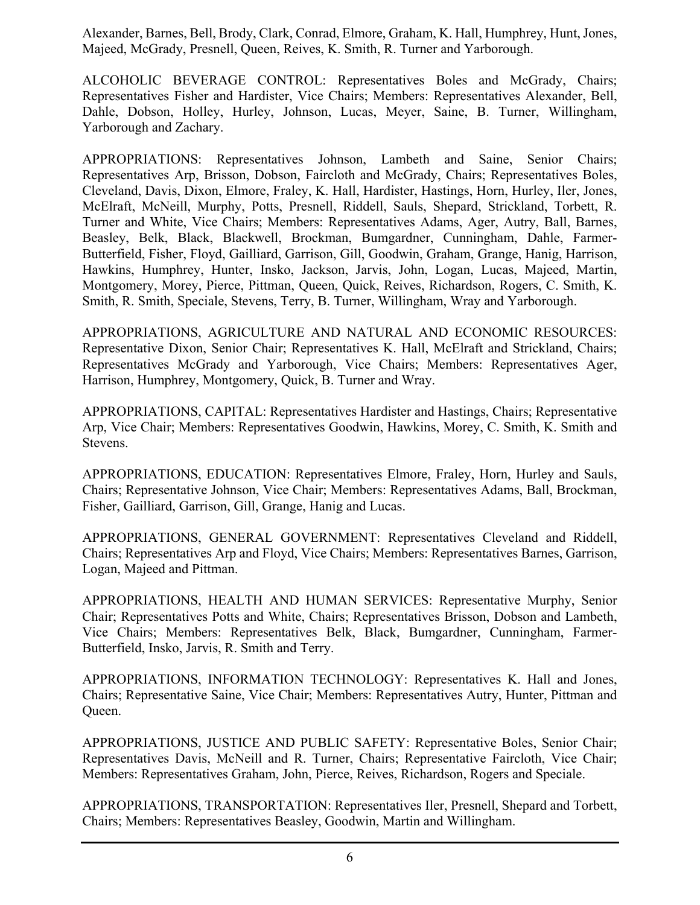Alexander, Barnes, Bell, Brody, Clark, Conrad, Elmore, Graham, K. Hall, Humphrey, Hunt, Jones, Majeed, McGrady, Presnell, Queen, Reives, K. Smith, R. Turner and Yarborough.

ALCOHOLIC BEVERAGE CONTROL: Representatives Boles and McGrady, Chairs; Representatives Fisher and Hardister, Vice Chairs; Members: Representatives Alexander, Bell, Dahle, Dobson, Holley, Hurley, Johnson, Lucas, Meyer, Saine, B. Turner, Willingham, Yarborough and Zachary.

APPROPRIATIONS: Representatives Johnson, Lambeth and Saine, Senior Chairs; Representatives Arp, Brisson, Dobson, Faircloth and McGrady, Chairs; Representatives Boles, Cleveland, Davis, Dixon, Elmore, Fraley, K. Hall, Hardister, Hastings, Horn, Hurley, Iler, Jones, McElraft, McNeill, Murphy, Potts, Presnell, Riddell, Sauls, Shepard, Strickland, Torbett, R. Turner and White, Vice Chairs; Members: Representatives Adams, Ager, Autry, Ball, Barnes, Beasley, Belk, Black, Blackwell, Brockman, Bumgardner, Cunningham, Dahle, Farmer-Butterfield, Fisher, Floyd, Gailliard, Garrison, Gill, Goodwin, Graham, Grange, Hanig, Harrison, Hawkins, Humphrey, Hunter, Insko, Jackson, Jarvis, John, Logan, Lucas, Majeed, Martin, Montgomery, Morey, Pierce, Pittman, Queen, Quick, Reives, Richardson, Rogers, C. Smith, K. Smith, R. Smith, Speciale, Stevens, Terry, B. Turner, Willingham, Wray and Yarborough.

APPROPRIATIONS, AGRICULTURE AND NATURAL AND ECONOMIC RESOURCES: Representative Dixon, Senior Chair; Representatives K. Hall, McElraft and Strickland, Chairs; Representatives McGrady and Yarborough, Vice Chairs; Members: Representatives Ager, Harrison, Humphrey, Montgomery, Quick, B. Turner and Wray.

APPROPRIATIONS, CAPITAL: Representatives Hardister and Hastings, Chairs; Representative Arp, Vice Chair; Members: Representatives Goodwin, Hawkins, Morey, C. Smith, K. Smith and Stevens.

APPROPRIATIONS, EDUCATION: Representatives Elmore, Fraley, Horn, Hurley and Sauls, Chairs; Representative Johnson, Vice Chair; Members: Representatives Adams, Ball, Brockman, Fisher, Gailliard, Garrison, Gill, Grange, Hanig and Lucas.

APPROPRIATIONS, GENERAL GOVERNMENT: Representatives Cleveland and Riddell, Chairs; Representatives Arp and Floyd, Vice Chairs; Members: Representatives Barnes, Garrison, Logan, Majeed and Pittman.

APPROPRIATIONS, HEALTH AND HUMAN SERVICES: Representative Murphy, Senior Chair; Representatives Potts and White, Chairs; Representatives Brisson, Dobson and Lambeth, Vice Chairs; Members: Representatives Belk, Black, Bumgardner, Cunningham, Farmer-Butterfield, Insko, Jarvis, R. Smith and Terry.

APPROPRIATIONS, INFORMATION TECHNOLOGY: Representatives K. Hall and Jones, Chairs; Representative Saine, Vice Chair; Members: Representatives Autry, Hunter, Pittman and Queen.

APPROPRIATIONS, JUSTICE AND PUBLIC SAFETY: Representative Boles, Senior Chair; Representatives Davis, McNeill and R. Turner, Chairs; Representative Faircloth, Vice Chair; Members: Representatives Graham, John, Pierce, Reives, Richardson, Rogers and Speciale.

APPROPRIATIONS, TRANSPORTATION: Representatives Iler, Presnell, Shepard and Torbett, Chairs; Members: Representatives Beasley, Goodwin, Martin and Willingham.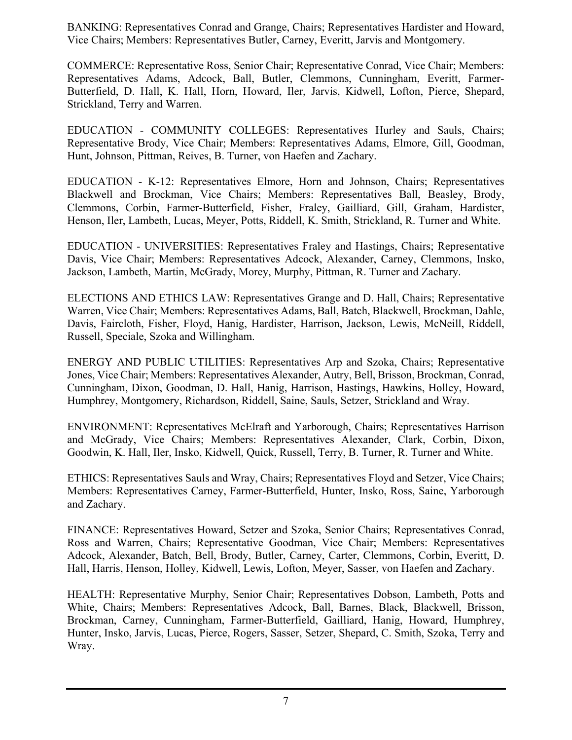BANKING: Representatives Conrad and Grange, Chairs; Representatives Hardister and Howard, Vice Chairs; Members: Representatives Butler, Carney, Everitt, Jarvis and Montgomery.

COMMERCE: Representative Ross, Senior Chair; Representative Conrad, Vice Chair; Members: Representatives Adams, Adcock, Ball, Butler, Clemmons, Cunningham, Everitt, Farmer-Butterfield, D. Hall, K. Hall, Horn, Howard, Iler, Jarvis, Kidwell, Lofton, Pierce, Shepard, Strickland, Terry and Warren.

EDUCATION - COMMUNITY COLLEGES: Representatives Hurley and Sauls, Chairs; Representative Brody, Vice Chair; Members: Representatives Adams, Elmore, Gill, Goodman, Hunt, Johnson, Pittman, Reives, B. Turner, von Haefen and Zachary.

EDUCATION - K-12: Representatives Elmore, Horn and Johnson, Chairs; Representatives Blackwell and Brockman, Vice Chairs; Members: Representatives Ball, Beasley, Brody, Clemmons, Corbin, Farmer-Butterfield, Fisher, Fraley, Gailliard, Gill, Graham, Hardister, Henson, Iler, Lambeth, Lucas, Meyer, Potts, Riddell, K. Smith, Strickland, R. Turner and White.

EDUCATION - UNIVERSITIES: Representatives Fraley and Hastings, Chairs; Representative Davis, Vice Chair; Members: Representatives Adcock, Alexander, Carney, Clemmons, Insko, Jackson, Lambeth, Martin, McGrady, Morey, Murphy, Pittman, R. Turner and Zachary.

ELECTIONS AND ETHICS LAW: Representatives Grange and D. Hall, Chairs; Representative Warren, Vice Chair; Members: Representatives Adams, Ball, Batch, Blackwell, Brockman, Dahle, Davis, Faircloth, Fisher, Floyd, Hanig, Hardister, Harrison, Jackson, Lewis, McNeill, Riddell, Russell, Speciale, Szoka and Willingham.

ENERGY AND PUBLIC UTILITIES: Representatives Arp and Szoka, Chairs; Representative Jones, Vice Chair; Members: Representatives Alexander, Autry, Bell, Brisson, Brockman, Conrad, Cunningham, Dixon, Goodman, D. Hall, Hanig, Harrison, Hastings, Hawkins, Holley, Howard, Humphrey, Montgomery, Richardson, Riddell, Saine, Sauls, Setzer, Strickland and Wray.

ENVIRONMENT: Representatives McElraft and Yarborough, Chairs; Representatives Harrison and McGrady, Vice Chairs; Members: Representatives Alexander, Clark, Corbin, Dixon, Goodwin, K. Hall, Iler, Insko, Kidwell, Quick, Russell, Terry, B. Turner, R. Turner and White.

ETHICS: Representatives Sauls and Wray, Chairs; Representatives Floyd and Setzer, Vice Chairs; Members: Representatives Carney, Farmer-Butterfield, Hunter, Insko, Ross, Saine, Yarborough and Zachary.

FINANCE: Representatives Howard, Setzer and Szoka, Senior Chairs; Representatives Conrad, Ross and Warren, Chairs; Representative Goodman, Vice Chair; Members: Representatives Adcock, Alexander, Batch, Bell, Brody, Butler, Carney, Carter, Clemmons, Corbin, Everitt, D. Hall, Harris, Henson, Holley, Kidwell, Lewis, Lofton, Meyer, Sasser, von Haefen and Zachary.

HEALTH: Representative Murphy, Senior Chair; Representatives Dobson, Lambeth, Potts and White, Chairs; Members: Representatives Adcock, Ball, Barnes, Black, Blackwell, Brisson, Brockman, Carney, Cunningham, Farmer-Butterfield, Gailliard, Hanig, Howard, Humphrey, Hunter, Insko, Jarvis, Lucas, Pierce, Rogers, Sasser, Setzer, Shepard, C. Smith, Szoka, Terry and Wray.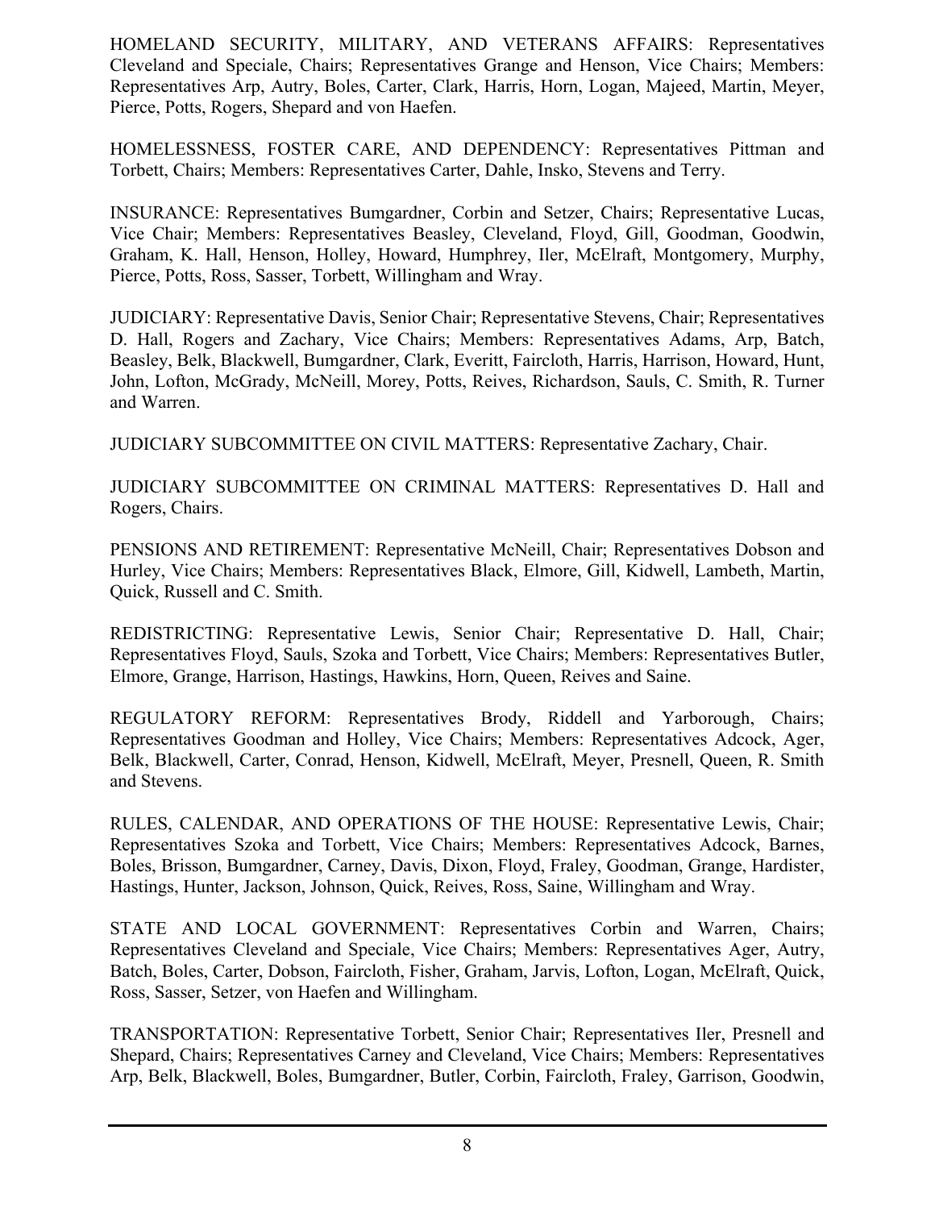HOMELAND SECURITY, MILITARY, AND VETERANS AFFAIRS: Representatives Cleveland and Speciale, Chairs; Representatives Grange and Henson, Vice Chairs; Members: Representatives Arp, Autry, Boles, Carter, Clark, Harris, Horn, Logan, Majeed, Martin, Meyer, Pierce, Potts, Rogers, Shepard and von Haefen.

HOMELESSNESS, FOSTER CARE, AND DEPENDENCY: Representatives Pittman and Torbett, Chairs; Members: Representatives Carter, Dahle, Insko, Stevens and Terry.

INSURANCE: Representatives Bumgardner, Corbin and Setzer, Chairs; Representative Lucas, Vice Chair; Members: Representatives Beasley, Cleveland, Floyd, Gill, Goodman, Goodwin, Graham, K. Hall, Henson, Holley, Howard, Humphrey, Iler, McElraft, Montgomery, Murphy, Pierce, Potts, Ross, Sasser, Torbett, Willingham and Wray.

JUDICIARY: Representative Davis, Senior Chair; Representative Stevens, Chair; Representatives D. Hall, Rogers and Zachary, Vice Chairs; Members: Representatives Adams, Arp, Batch, Beasley, Belk, Blackwell, Bumgardner, Clark, Everitt, Faircloth, Harris, Harrison, Howard, Hunt, John, Lofton, McGrady, McNeill, Morey, Potts, Reives, Richardson, Sauls, C. Smith, R. Turner and Warren.

JUDICIARY SUBCOMMITTEE ON CIVIL MATTERS: Representative Zachary, Chair.

JUDICIARY SUBCOMMITTEE ON CRIMINAL MATTERS: Representatives D. Hall and Rogers, Chairs.

PENSIONS AND RETIREMENT: Representative McNeill, Chair; Representatives Dobson and Hurley, Vice Chairs; Members: Representatives Black, Elmore, Gill, Kidwell, Lambeth, Martin, Quick, Russell and C. Smith.

REDISTRICTING: Representative Lewis, Senior Chair; Representative D. Hall, Chair; Representatives Floyd, Sauls, Szoka and Torbett, Vice Chairs; Members: Representatives Butler, Elmore, Grange, Harrison, Hastings, Hawkins, Horn, Queen, Reives and Saine.

REGULATORY REFORM: Representatives Brody, Riddell and Yarborough, Chairs; Representatives Goodman and Holley, Vice Chairs; Members: Representatives Adcock, Ager, Belk, Blackwell, Carter, Conrad, Henson, Kidwell, McElraft, Meyer, Presnell, Queen, R. Smith and Stevens.

RULES, CALENDAR, AND OPERATIONS OF THE HOUSE: Representative Lewis, Chair; Representatives Szoka and Torbett, Vice Chairs; Members: Representatives Adcock, Barnes, Boles, Brisson, Bumgardner, Carney, Davis, Dixon, Floyd, Fraley, Goodman, Grange, Hardister, Hastings, Hunter, Jackson, Johnson, Quick, Reives, Ross, Saine, Willingham and Wray.

STATE AND LOCAL GOVERNMENT: Representatives Corbin and Warren, Chairs; Representatives Cleveland and Speciale, Vice Chairs; Members: Representatives Ager, Autry, Batch, Boles, Carter, Dobson, Faircloth, Fisher, Graham, Jarvis, Lofton, Logan, McElraft, Quick, Ross, Sasser, Setzer, von Haefen and Willingham.

TRANSPORTATION: Representative Torbett, Senior Chair; Representatives Iler, Presnell and Shepard, Chairs; Representatives Carney and Cleveland, Vice Chairs; Members: Representatives Arp, Belk, Blackwell, Boles, Bumgardner, Butler, Corbin, Faircloth, Fraley, Garrison, Goodwin,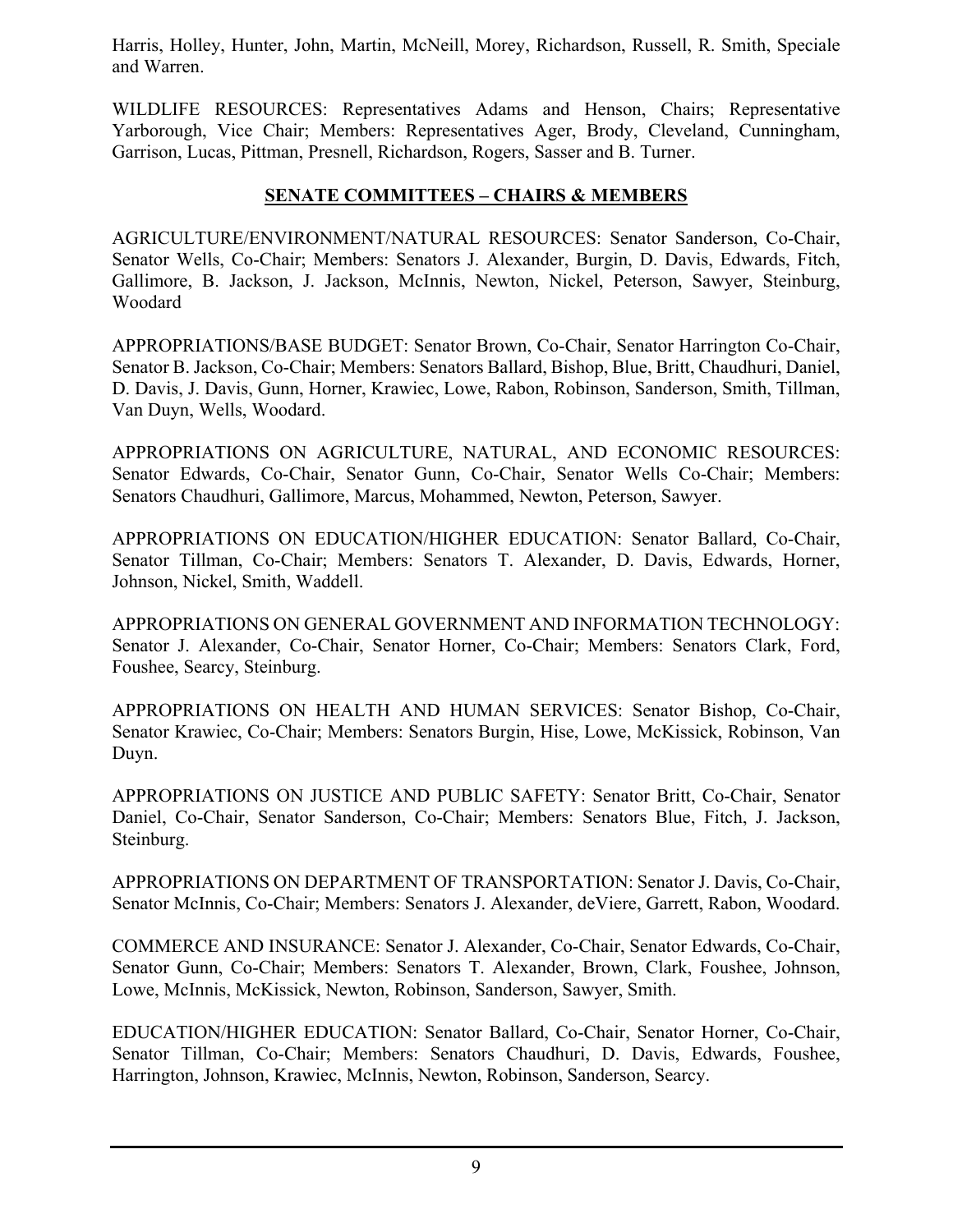Harris, Holley, Hunter, John, Martin, McNeill, Morey, Richardson, Russell, R. Smith, Speciale and Warren.

WILDLIFE RESOURCES: Representatives Adams and Henson, Chairs; Representative Yarborough, Vice Chair; Members: Representatives Ager, Brody, Cleveland, Cunningham, Garrison, Lucas, Pittman, Presnell, Richardson, Rogers, Sasser and B. Turner.

## SENATE COMMITTEES – CHAIRS & MEMBERS

AGRICULTURE/ENVIRONMENT/NATURAL RESOURCES: Senator Sanderson, Co-Chair, Senator Wells, Co-Chair; Members: Senators J. Alexander, Burgin, D. Davis, Edwards, Fitch, Gallimore, B. Jackson, J. Jackson, McInnis, Newton, Nickel, Peterson, Sawyer, Steinburg, Woodard

APPROPRIATIONS/BASE BUDGET: Senator Brown, Co-Chair, Senator Harrington Co-Chair, Senator B. Jackson, Co-Chair; Members: Senators Ballard, Bishop, Blue, Britt, Chaudhuri, Daniel, D. Davis, J. Davis, Gunn, Horner, Krawiec, Lowe, Rabon, Robinson, Sanderson, Smith, Tillman, Van Duyn, Wells, Woodard.

APPROPRIATIONS ON AGRICULTURE, NATURAL, AND ECONOMIC RESOURCES: Senator Edwards, Co-Chair, Senator Gunn, Co-Chair, Senator Wells Co-Chair; Members: Senators Chaudhuri, Gallimore, Marcus, Mohammed, Newton, Peterson, Sawyer.

APPROPRIATIONS ON EDUCATION/HIGHER EDUCATION: Senator Ballard, Co-Chair, Senator Tillman, Co-Chair; Members: Senators T. Alexander, D. Davis, Edwards, Horner, Johnson, Nickel, Smith, Waddell.

APPROPRIATIONS ON GENERAL GOVERNMENT AND INFORMATION TECHNOLOGY: Senator J. Alexander, Co-Chair, Senator Horner, Co-Chair; Members: Senators Clark, Ford, Foushee, Searcy, Steinburg.

APPROPRIATIONS ON HEALTH AND HUMAN SERVICES: Senator Bishop, Co-Chair, Senator Krawiec, Co-Chair; Members: Senators Burgin, Hise, Lowe, McKissick, Robinson, Van Duyn.

APPROPRIATIONS ON JUSTICE AND PUBLIC SAFETY: Senator Britt, Co-Chair, Senator Daniel, Co-Chair, Senator Sanderson, Co-Chair; Members: Senators Blue, Fitch, J. Jackson, Steinburg.

APPROPRIATIONS ON DEPARTMENT OF TRANSPORTATION: Senator J. Davis, Co-Chair, Senator McInnis, Co-Chair; Members: Senators J. Alexander, deViere, Garrett, Rabon, Woodard.

COMMERCE AND INSURANCE: Senator J. Alexander, Co-Chair, Senator Edwards, Co-Chair, Senator Gunn, Co-Chair; Members: Senators T. Alexander, Brown, Clark, Foushee, Johnson, Lowe, McInnis, McKissick, Newton, Robinson, Sanderson, Sawyer, Smith.

EDUCATION/HIGHER EDUCATION: Senator Ballard, Co-Chair, Senator Horner, Co-Chair, Senator Tillman, Co-Chair; Members: Senators Chaudhuri, D. Davis, Edwards, Foushee, Harrington, Johnson, Krawiec, McInnis, Newton, Robinson, Sanderson, Searcy.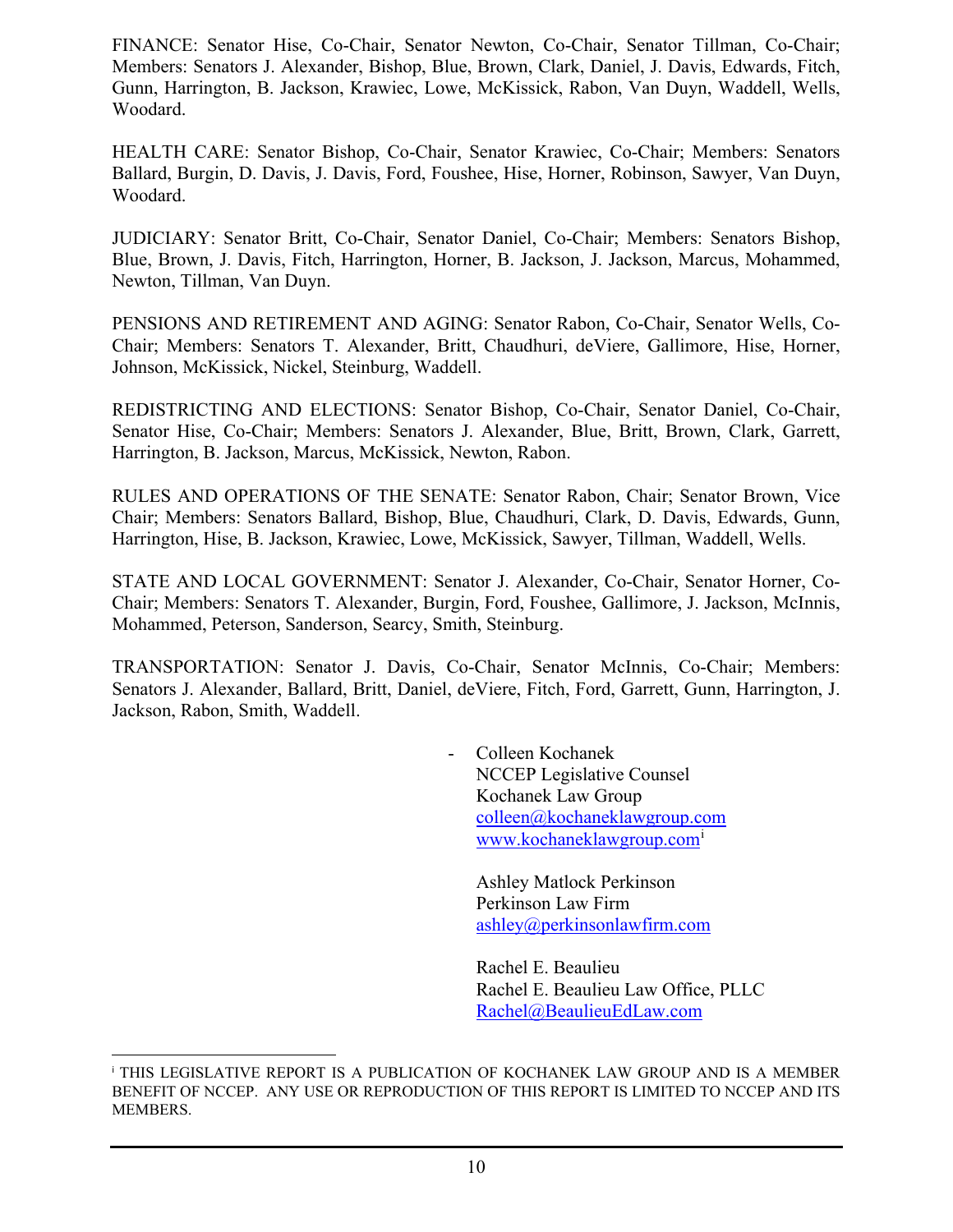FINANCE: Senator Hise, Co-Chair, Senator Newton, Co-Chair, Senator Tillman, Co-Chair; Members: Senators J. Alexander, Bishop, Blue, Brown, Clark, Daniel, J. Davis, Edwards, Fitch, Gunn, Harrington, B. Jackson, Krawiec, Lowe, McKissick, Rabon, Van Duyn, Waddell, Wells, Woodard.

HEALTH CARE: Senator Bishop, Co-Chair, Senator Krawiec, Co-Chair; Members: Senators Ballard, Burgin, D. Davis, J. Davis, Ford, Foushee, Hise, Horner, Robinson, Sawyer, Van Duyn, Woodard.

JUDICIARY: Senator Britt, Co-Chair, Senator Daniel, Co-Chair; Members: Senators Bishop, Blue, Brown, J. Davis, Fitch, Harrington, Horner, B. Jackson, J. Jackson, Marcus, Mohammed, Newton, Tillman, Van Duyn.

PENSIONS AND RETIREMENT AND AGING: Senator Rabon, Co-Chair, Senator Wells, Co-Chair; Members: Senators T. Alexander, Britt, Chaudhuri, deViere, Gallimore, Hise, Horner, Johnson, McKissick, Nickel, Steinburg, Waddell.

REDISTRICTING AND ELECTIONS: Senator Bishop, Co-Chair, Senator Daniel, Co-Chair, Senator Hise, Co-Chair; Members: Senators J. Alexander, Blue, Britt, Brown, Clark, Garrett, Harrington, B. Jackson, Marcus, McKissick, Newton, Rabon.

RULES AND OPERATIONS OF THE SENATE: Senator Rabon, Chair; Senator Brown, Vice Chair; Members: Senators Ballard, Bishop, Blue, Chaudhuri, Clark, D. Davis, Edwards, Gunn, Harrington, Hise, B. Jackson, Krawiec, Lowe, McKissick, Sawyer, Tillman, Waddell, Wells.

STATE AND LOCAL GOVERNMENT: Senator J. Alexander, Co-Chair, Senator Horner, Co-Chair; Members: Senators T. Alexander, Burgin, Ford, Foushee, Gallimore, J. Jackson, McInnis, Mohammed, Peterson, Sanderson, Searcy, Smith, Steinburg.

TRANSPORTATION: Senator J. Davis, Co-Chair, Senator McInnis, Co-Chair; Members: Senators J. Alexander, Ballard, Britt, Daniel, deViere, Fitch, Ford, Garrett, Gunn, Harrington, J. Jackson, Rabon, Smith, Waddell.

\- Colleen Kochanek
NCCEP Legislative Counsel
Kochanek Law Group
colleen@kochaneklawgroup.com
www.kochaneklawgroup.com[i]

Ashley Matlock Perkinson
Perkinson Law Firm
ashley@perkinsonlawfirm.com

Rachel E. Beaulieu
Rachel E. Beaulieu Law Office, PLLC
Rachel@BeaulieuEdLaw.com

---

[i] THIS LEGISLATIVE REPORT IS A PUBLICATION OF KOCHANEK LAW GROUP AND IS A MEMBER BENEFIT OF NCCEP. ANY USE OR REPRODUCTION OF THIS REPORT IS LIMITED TO NCCEP AND ITS MEMBERS.